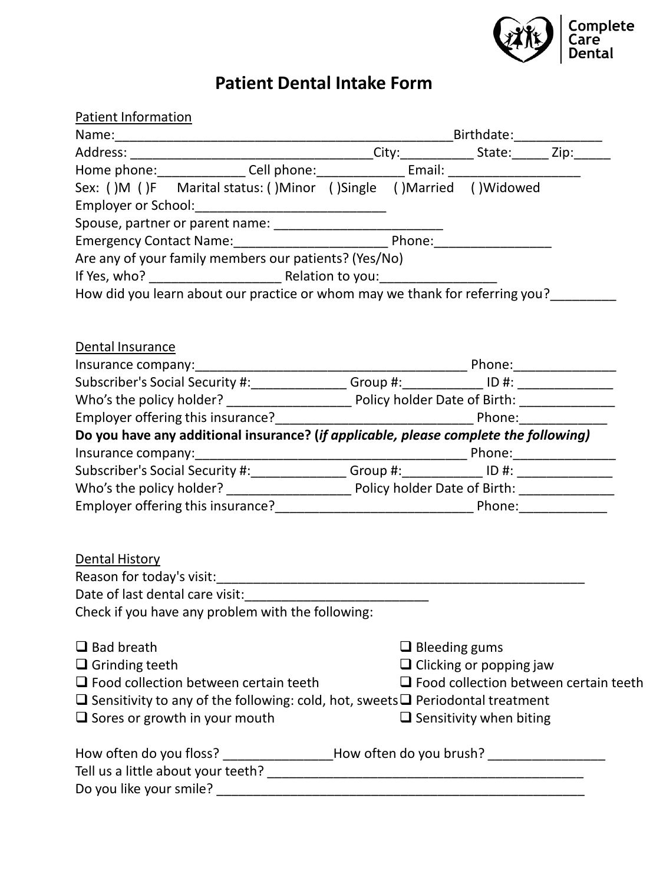Complete Care Dental

# Patient Dental Intake Form

## Patient Information

Name:_______________________________________________Birthdate:____________

Address: _________________________________City:__________ State:_____ Zip:_____

Home phone:____________ Cell phone:____________ Email: __________________

Sex: ( )M ( )F Marital status: ( )Minor ( )Single ( )Married ( )Widowed

Employer or School:__________________________

Spouse, partner or parent name: _______________________

Emergency Contact Name:_____________________ Phone:________________

Are any of your family members our patients? (Yes/No)

If Yes, who? __________________ Relation to you:________________

How did you learn about our practice or whom may we thank for referring you?_________

## Dental Insurance

Insurance company:_____________________________________ Phone:______________

Subscriber's Social Security #:_____________ Group #:___________ ID #: _____________

Who's the policy holder? _________________ Policy holder Date of Birth: _____________

Employer offering this insurance?___________________________ Phone:____________

**Do you have any additional insurance? (*if applicable, please complete the following)***

Insurance company:_____________________________________ Phone:______________

Subscriber's Social Security #:_____________ Group #:___________ ID #: _____________

Who's the policy holder? _________________ Policy holder Date of Birth: _____________

Employer offering this insurance?___________________________ Phone:____________

## Dental History

Reason for today's visit:_____________________________________________________

Date of last dental care visit:_________________________

Check if you have any problem with the following:

- ❑ Bad breath
- ❑ Grinding teeth
- ❑ Food collection between certain teeth
- ❑ Sensitivity to any of the following: cold, hot, sweets
- ❑ Sores or growth in your mouth
- ❑ Bleeding gums
- ❑ Clicking or popping jaw
- ❑ Food collection between certain teeth
- ❑ Periodontal treatment
- ❑ Sensitivity when biting

How often do you floss? _______________How often do you brush? ________________

Tell us a little about your teeth? _____________________________________________

Do you like your smile? _____________________________________________________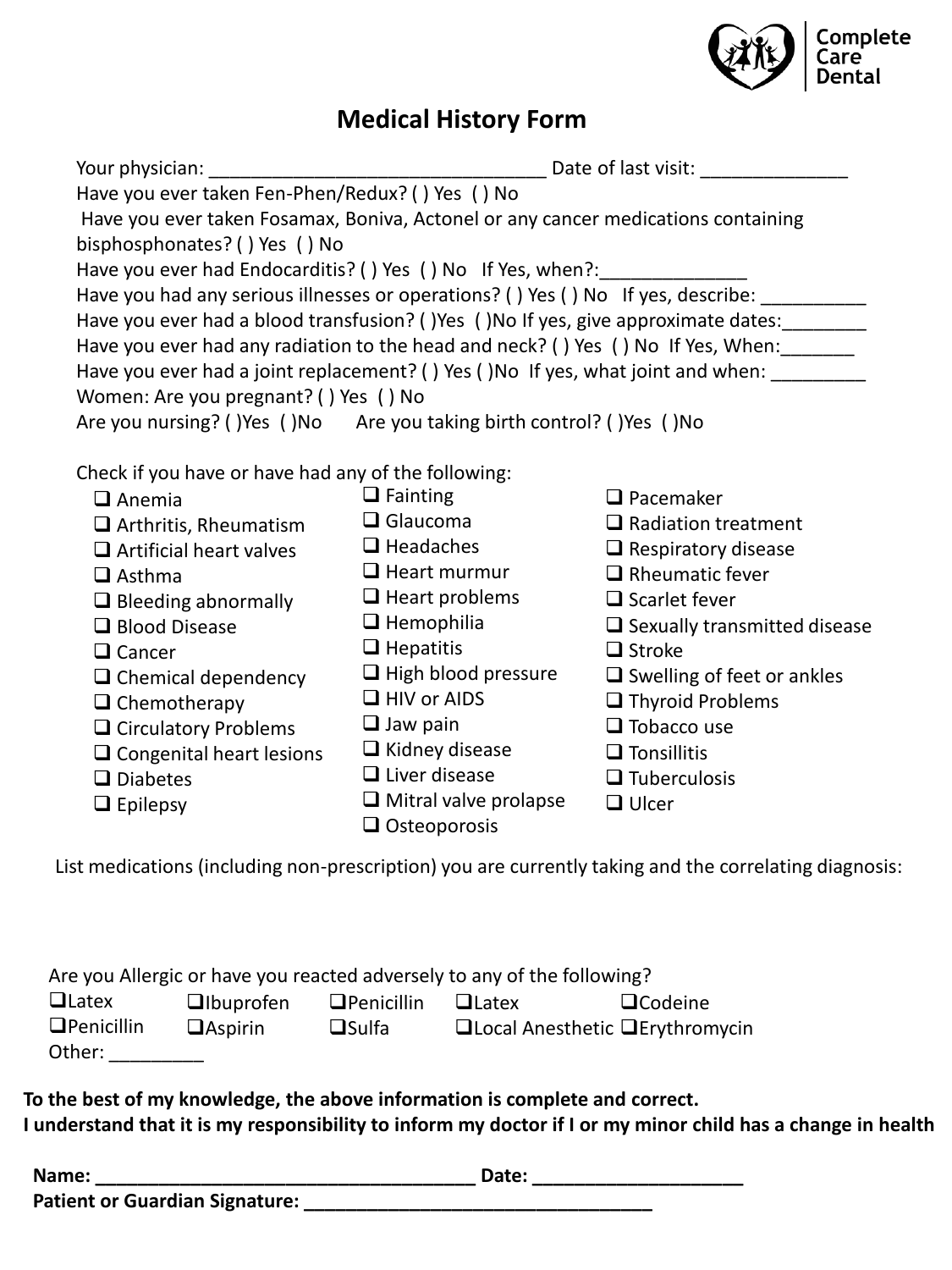Complete Care Dental

# Medical History Form

Your physician: ________________________________ Date of last visit: ______________

Have you ever taken Fen-Phen/Redux? ( ) Yes ( ) No

Have you ever taken Fosamax, Boniva, Actonel or any cancer medications containing bisphosphonates? ( ) Yes ( ) No

Have you ever had Endocarditis? ( ) Yes ( ) No If Yes, when?:______________

Have you had any serious illnesses or operations? ( ) Yes ( ) No If yes, describe: __________

Have you ever had a blood transfusion? ( )Yes ( )No If yes, give approximate dates:________

Have you ever had any radiation to the head and neck? ( ) Yes ( ) No If Yes, When:_______

Have you ever had a joint replacement? ( ) Yes ( )No If yes, what joint and when: _________

Women: Are you pregnant? ( ) Yes ( ) No

Are you nursing? ( )Yes ( )No Are you taking birth control? ( )Yes ( )No

Check if you have or have had any of the following:

- ❑ Anemia
- ❑ Arthritis, Rheumatism
- ❑ Artificial heart valves
- ❑ Asthma
- ❑ Bleeding abnormally
- ❑ Blood Disease
- ❑ Cancer
- ❑ Chemical dependency
- ❑ Chemotherapy
- ❑ Circulatory Problems
- ❑ Congenital heart lesions
- ❑ Diabetes
- ❑ Epilepsy
- ❑ Fainting
- ❑ Glaucoma
- ❑ Headaches
- ❑ Heart murmur
- ❑ Heart problems
- ❑ Hemophilia
- ❑ Hepatitis
- ❑ High blood pressure
- ❑ HIV or AIDS
- ❑ Jaw pain
- ❑ Kidney disease
- ❑ Liver disease
- ❑ Mitral valve prolapse
- ❑ Osteoporosis
- ❑ Pacemaker
- ❑ Radiation treatment
- ❑ Respiratory disease
- ❑ Rheumatic fever
- ❑ Scarlet fever
- ❑ Sexually transmitted disease
- ❑ Stroke
- ❑ Swelling of feet or ankles
- ❑ Thyroid Problems
- ❑ Tobacco use
- ❑ Tonsillitis
- ❑ Tuberculosis
- ❑ Ulcer

List medications (including non-prescription) you are currently taking and the correlating diagnosis:

Are you Allergic or have you reacted adversely to any of the following?

❑Latex ❑Ibuprofen ❑Penicillin ❑Latex ❑Codeine

❑Penicillin ❑Aspirin ❑Sulfa ❑Local Anesthetic ❑Erythromycin

Other: _________

**To the best of my knowledge, the above information is complete and correct.**

**I understand that it is my responsibility to inform my doctor if I or my minor child has a change in health**

**Name: ____________________________________ Date: ____________________**

**Patient or Guardian Signature: _________________________________**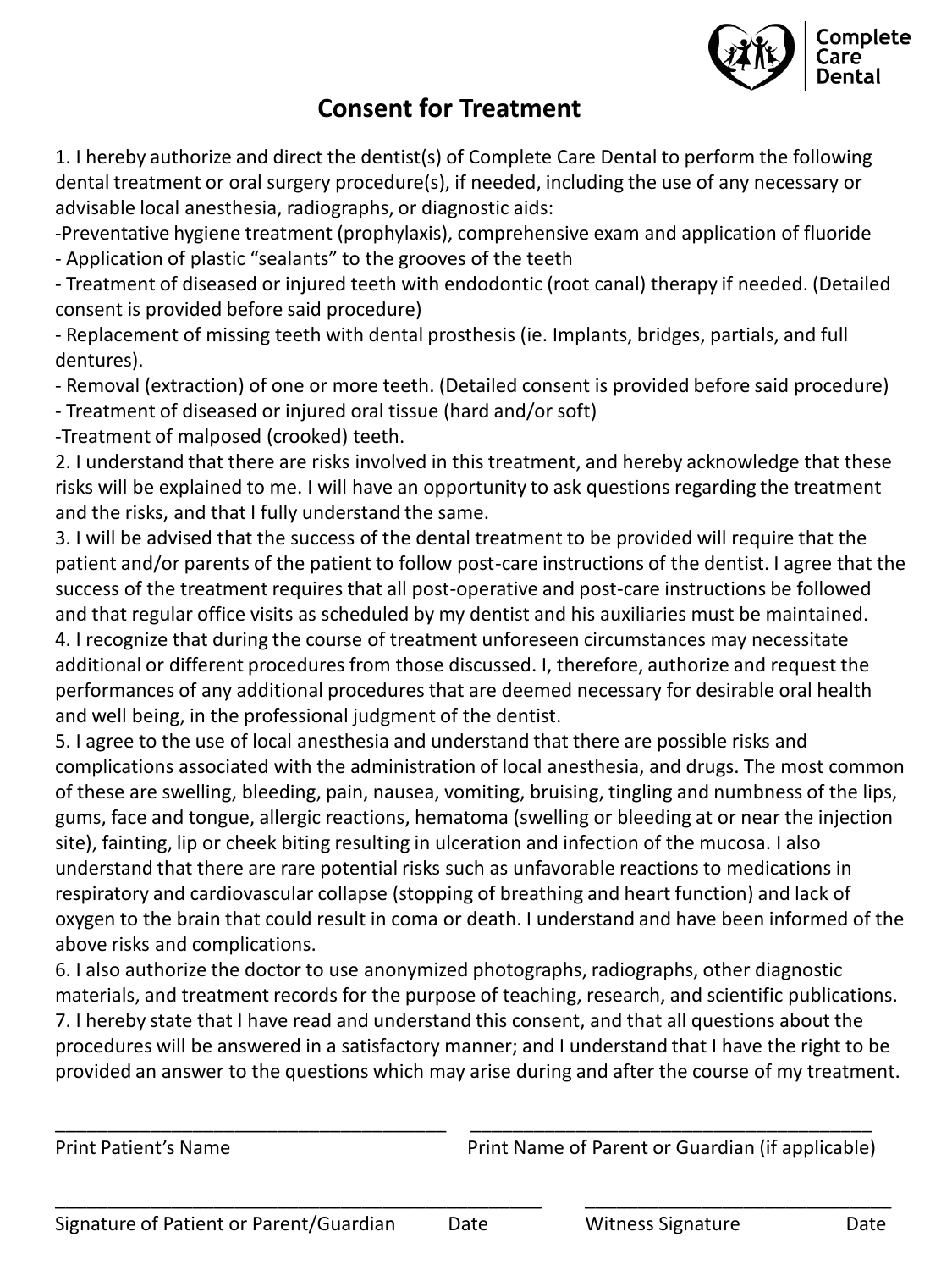Complete Care Dental

# Consent for Treatment

1. I hereby authorize and direct the dentist(s) of Complete Care Dental to perform the following dental treatment or oral surgery procedure(s), if needed, including the use of any necessary or advisable local anesthesia, radiographs, or diagnostic aids:
-Preventative hygiene treatment (prophylaxis), comprehensive exam and application of fluoride
- Application of plastic "sealants" to the grooves of the teeth
- Treatment of diseased or injured teeth with endodontic (root canal) therapy if needed. (Detailed consent is provided before said procedure)
- Replacement of missing teeth with dental prosthesis (ie. Implants, bridges, partials, and full dentures).
- Removal (extraction) of one or more teeth. (Detailed consent is provided before said procedure)
- Treatment of diseased or injured oral tissue (hard and/or soft)
-Treatment of malposed (crooked) teeth.
2. I understand that there are risks involved in this treatment, and hereby acknowledge that these risks will be explained to me. I will have an opportunity to ask questions regarding the treatment and the risks, and that I fully understand the same.
3. I will be advised that the success of the dental treatment to be provided will require that the patient and/or parents of the patient to follow post-care instructions of the dentist. I agree that the success of the treatment requires that all post-operative and post-care instructions be followed and that regular office visits as scheduled by my dentist and his auxiliaries must be maintained.
4. I recognize that during the course of treatment unforeseen circumstances may necessitate additional or different procedures from those discussed. I, therefore, authorize and request the performances of any additional procedures that are deemed necessary for desirable oral health and well being, in the professional judgment of the dentist.
5. I agree to the use of local anesthesia and understand that there are possible risks and complications associated with the administration of local anesthesia, and drugs. The most common of these are swelling, bleeding, pain, nausea, vomiting, bruising, tingling and numbness of the lips, gums, face and tongue, allergic reactions, hematoma (swelling or bleeding at or near the injection site), fainting, lip or cheek biting resulting in ulceration and infection of the mucosa. I also understand that there are rare potential risks such as unfavorable reactions to medications in respiratory and cardiovascular collapse (stopping of breathing and heart function) and lack of oxygen to the brain that could result in coma or death. I understand and have been informed of the above risks and complications.
6. I also authorize the doctor to use anonymized photographs, radiographs, other diagnostic materials, and treatment records for the purpose of teaching, research, and scientific publications.
7. I hereby state that I have read and understand this consent, and that all questions about the procedures will be answered in a satisfactory manner; and I understand that I have the right to be provided an answer to the questions which may arise during and after the course of my treatment.

\_\_\_\_\_\_\_\_\_\_\_\_\_\_\_\_\_\_\_\_\_\_\_\_\_\_\_\_\_\_\_\_\_\_\_\_\_\_ \_\_\_\_\_\_\_\_\_\_\_\_\_\_\_\_\_\_\_\_\_\_\_\_\_\_\_\_\_\_\_\_\_\_\_\_\_\_
Print Patient's Name Print Name of Parent or Guardian (if applicable)

\_\_\_\_\_\_\_\_\_\_\_\_\_\_\_\_\_\_\_\_\_\_\_\_\_\_\_\_\_\_\_\_\_\_\_\_\_\_\_\_\_\_\_\_\_\_\_ \_\_\_\_\_\_\_\_\_\_\_\_\_\_\_\_\_\_\_\_\_\_\_\_\_\_\_\_\_\_
Signature of Patient or Parent/Guardian Date Witness Signature Date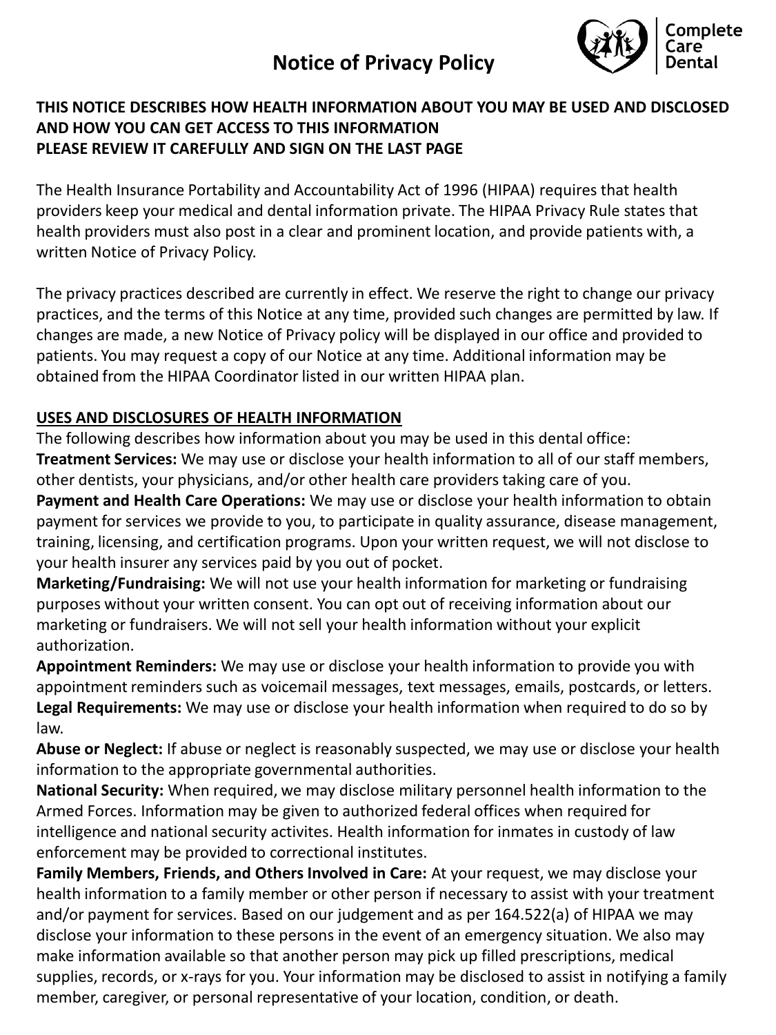# Notice of Privacy Policy

Complete Care Dental

**THIS NOTICE DESCRIBES HOW HEALTH INFORMATION ABOUT YOU MAY BE USED AND DISCLOSED AND HOW YOU CAN GET ACCESS TO THIS INFORMATION**
**PLEASE REVIEW IT CAREFULLY AND SIGN ON THE LAST PAGE**

The Health Insurance Portability and Accountability Act of 1996 (HIPAA) requires that health providers keep your medical and dental information private. The HIPAA Privacy Rule states that health providers must also post in a clear and prominent location, and provide patients with, a written Notice of Privacy Policy.

The privacy practices described are currently in effect. We reserve the right to change our privacy practices, and the terms of this Notice at any time, provided such changes are permitted by law. If changes are made, a new Notice of Privacy policy will be displayed in our office and provided to patients. You may request a copy of our Notice at any time. Additional information may be obtained from the HIPAA Coordinator listed in our written HIPAA plan.

**USES AND DISCLOSURES OF HEALTH INFORMATION**

The following describes how information about you may be used in this dental office:

**Treatment Services:** We may use or disclose your health information to all of our staff members, other dentists, your physicians, and/or other health care providers taking care of you.

**Payment and Health Care Operations:** We may use or disclose your health information to obtain payment for services we provide to you, to participate in quality assurance, disease management, training, licensing, and certification programs. Upon your written request, we will not disclose to your health insurer any services paid by you out of pocket.

**Marketing/Fundraising:** We will not use your health information for marketing or fundraising purposes without your written consent. You can opt out of receiving information about our marketing or fundraisers. We will not sell your health information without your explicit authorization.

**Appointment Reminders:** We may use or disclose your health information to provide you with appointment reminders such as voicemail messages, text messages, emails, postcards, or letters.

**Legal Requirements:** We may use or disclose your health information when required to do so by law.

**Abuse or Neglect:** If abuse or neglect is reasonably suspected, we may use or disclose your health information to the appropriate governmental authorities.

**National Security:** When required, we may disclose military personnel health information to the Armed Forces. Information may be given to authorized federal offices when required for intelligence and national security activites. Health information for inmates in custody of law enforcement may be provided to correctional institutes.

**Family Members, Friends, and Others Involved in Care:** At your request, we may disclose your health information to a family member or other person if necessary to assist with your treatment and/or payment for services. Based on our judgement and as per 164.522(a) of HIPAA we may disclose your information to these persons in the event of an emergency situation. We also may make information available so that another person may pick up filled prescriptions, medical supplies, records, or x-rays for you. Your information may be disclosed to assist in notifying a family member, caregiver, or personal representative of your location, condition, or death.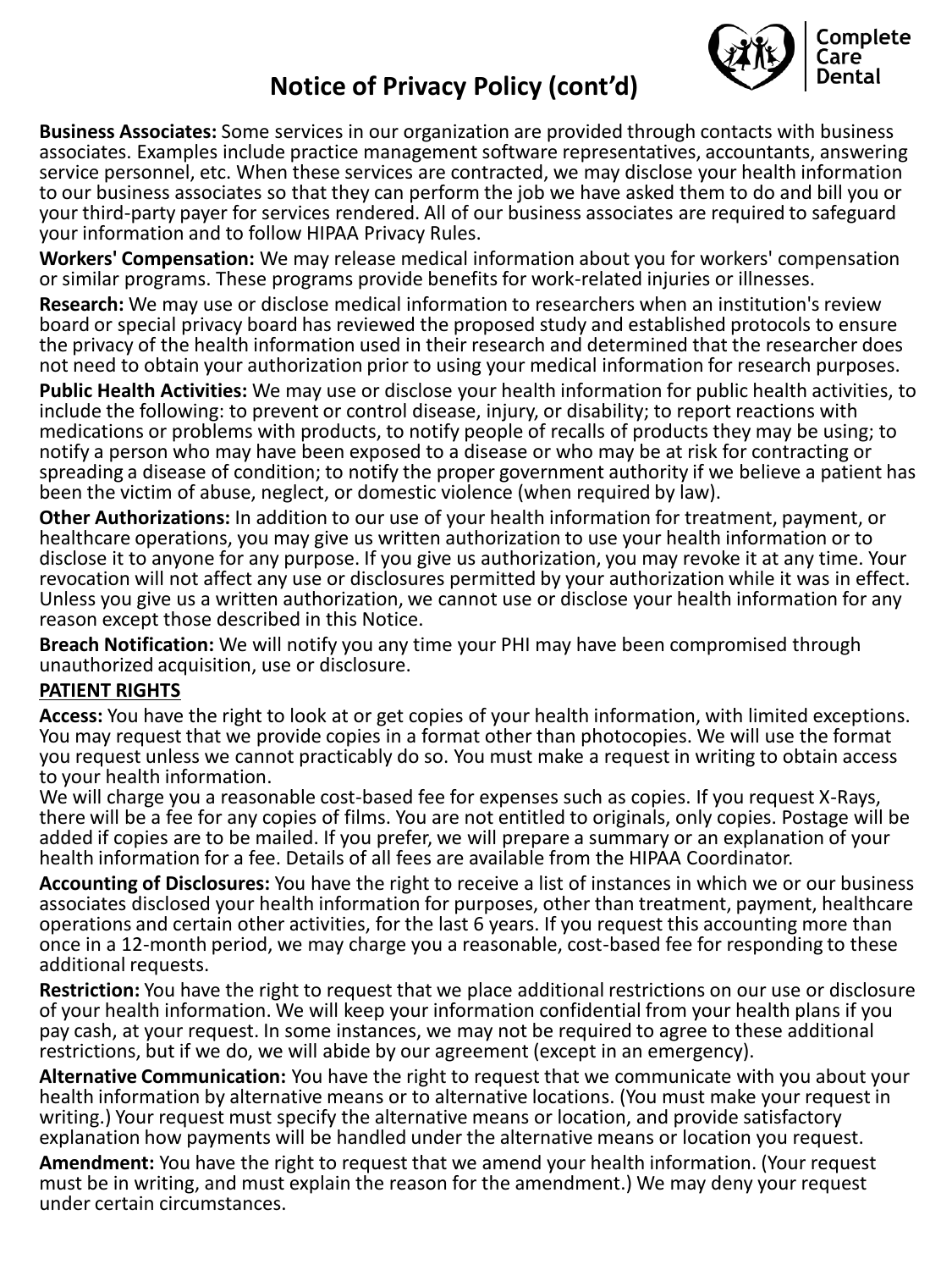# Notice of Privacy Policy (cont'd)

**Business Associates:** Some services in our organization are provided through contacts with business associates. Examples include practice management software representatives, accountants, answering service personnel, etc. When these services are contracted, we may disclose your health information to our business associates so that they can perform the job we have asked them to do and bill you or your third-party payer for services rendered. All of our business associates are required to safeguard your information and to follow HIPAA Privacy Rules.

**Workers' Compensation:** We may release medical information about you for workers' compensation or similar programs. These programs provide benefits for work-related injuries or illnesses.

**Research:** We may use or disclose medical information to researchers when an institution's review board or special privacy board has reviewed the proposed study and established protocols to ensure the privacy of the health information used in their research and determined that the researcher does not need to obtain your authorization prior to using your medical information for research purposes.

**Public Health Activities:** We may use or disclose your health information for public health activities, to include the following: to prevent or control disease, injury, or disability; to report reactions with medications or problems with products, to notify people of recalls of products they may be using; to notify a person who may have been exposed to a disease or who may be at risk for contracting or spreading a disease of condition; to notify the proper government authority if we believe a patient has been the victim of abuse, neglect, or domestic violence (when required by law).

**Other Authorizations:** In addition to our use of your health information for treatment, payment, or healthcare operations, you may give us written authorization to use your health information or to disclose it to anyone for any purpose. If you give us authorization, you may revoke it at any time. Your revocation will not affect any use or disclosures permitted by your authorization while it was in effect. Unless you give us a written authorization, we cannot use or disclose your health information for any reason except those described in this Notice.

**Breach Notification:** We will notify you any time your PHI may have been compromised through unauthorized acquisition, use or disclosure.

**PATIENT RIGHTS**

**Access:** You have the right to look at or get copies of your health information, with limited exceptions. You may request that we provide copies in a format other than photocopies. We will use the format you request unless we cannot practicably do so. You must make a request in writing to obtain access to your health information.

We will charge you a reasonable cost-based fee for expenses such as copies. If you request X-Rays, there will be a fee for any copies of films. You are not entitled to originals, only copies. Postage will be added if copies are to be mailed. If you prefer, we will prepare a summary or an explanation of your health information for a fee. Details of all fees are available from the HIPAA Coordinator.

**Accounting of Disclosures:** You have the right to receive a list of instances in which we or our business associates disclosed your health information for purposes, other than treatment, payment, healthcare operations and certain other activities, for the last 6 years. If you request this accounting more than once in a 12-month period, we may charge you a reasonable, cost-based fee for responding to these additional requests.

**Restriction:** You have the right to request that we place additional restrictions on our use or disclosure of your health information. We will keep your information confidential from your health plans if you pay cash, at your request. In some instances, we may not be required to agree to these additional restrictions, but if we do, we will abide by our agreement (except in an emergency).

**Alternative Communication:** You have the right to request that we communicate with you about your health information by alternative means or to alternative locations. (You must make your request in writing.) Your request must specify the alternative means or location, and provide satisfactory explanation how payments will be handled under the alternative means or location you request.

**Amendment:** You have the right to request that we amend your health information. (Your request must be in writing, and must explain the reason for the amendment.) We may deny your request under certain circumstances.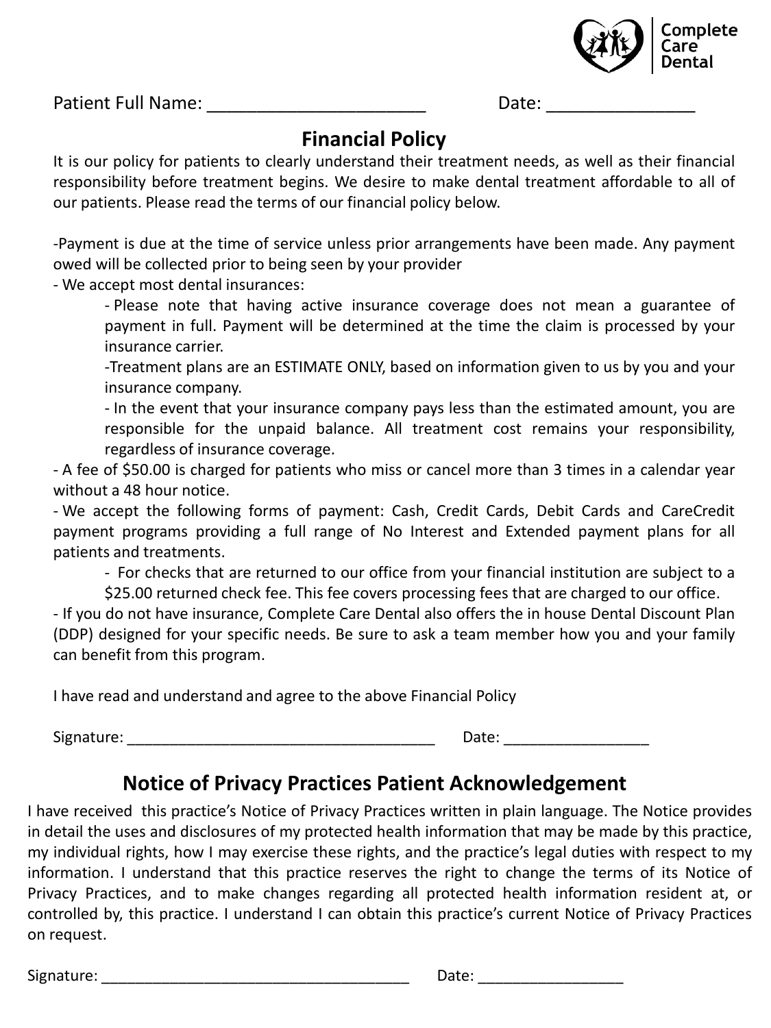Complete Care Dental

Patient Full Name: ______________________ Date: _______________

## Financial Policy

It is our policy for patients to clearly understand their treatment needs, as well as their financial responsibility before treatment begins. We desire to make dental treatment affordable to all of our patients. Please read the terms of our financial policy below.

-Payment is due at the time of service unless prior arrangements have been made. Any payment owed will be collected prior to being seen by your provider

- We accept most dental insurances:
  - Please note that having active insurance coverage does not mean a guarantee of payment in full. Payment will be determined at the time the claim is processed by your insurance carrier.
  - Treatment plans are an ESTIMATE ONLY, based on information given to us by you and your insurance company.
  - In the event that your insurance company pays less than the estimated amount, you are responsible for the unpaid balance. All treatment cost remains your responsibility, regardless of insurance coverage.
- A fee of $50.00 is charged for patients who miss or cancel more than 3 times in a calendar year without a 48 hour notice.
- We accept the following forms of payment: Cash, Credit Cards, Debit Cards and CareCredit payment programs providing a full range of No Interest and Extended payment plans for all patients and treatments.
  - For checks that are returned to our office from your financial institution are subject to a $25.00 returned check fee. This fee covers processing fees that are charged to our office.
- If you do not have insurance, Complete Care Dental also offers the in house Dental Discount Plan (DDP) designed for your specific needs. Be sure to ask a team member how you and your family can benefit from this program.

I have read and understand and agree to the above Financial Policy

Signature: ____________________________________ Date: _________________

## Notice of Privacy Practices Patient Acknowledgement

I have received this practice's Notice of Privacy Practices written in plain language. The Notice provides in detail the uses and disclosures of my protected health information that may be made by this practice, my individual rights, how I may exercise these rights, and the practice's legal duties with respect to my information. I understand that this practice reserves the right to change the terms of its Notice of Privacy Practices, and to make changes regarding all protected health information resident at, or controlled by, this practice. I understand I can obtain this practice's current Notice of Privacy Practices on request.

Signature: ____________________________________ Date: _________________